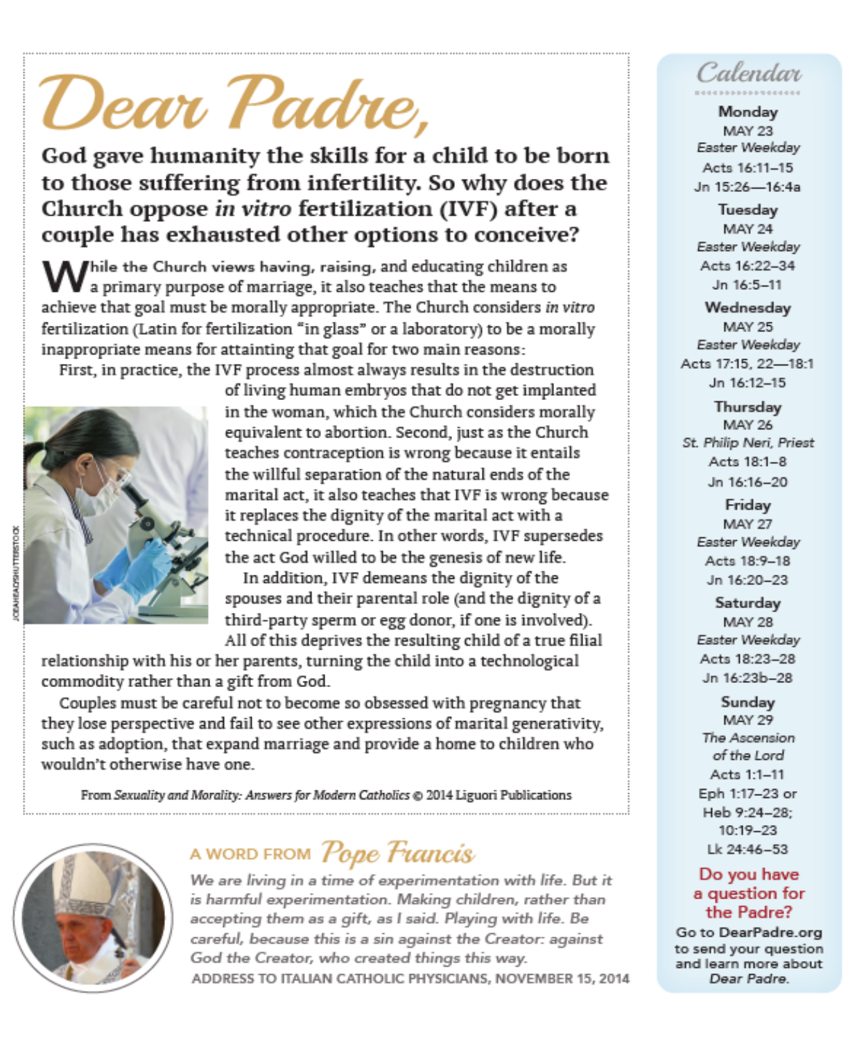# Dear Padre,

## God gave humanity the skills for a child to be born to those suffering from infertility. So why does the Church oppose *in vitro* fertilization (IVF) after a couple has exhausted other options to conceive?

While the Church views having, raising, and educating children as a primary purpose of marriage, it also teaches that the means to achieve that goal must be morally appropriate. The Church considers *in vitro* fertilization (Latin for fertilization "in glass" or a laboratory) to be a morally inappropriate means for attainting that goal for two main reasons:

First, in practice, the IVF process almost always results in the destruction of living human embryos that do not get implanted in the woman, which the Church considers morally equivalent to abortion. Second, just as the Church teaches contraception is wrong because it entails the willful separation of the natural ends of the marital act, it also teaches that IVF is wrong because it replaces the dignity of the marital act with a technical procedure. In other words, IVF supersedes the act God willed to be the genesis of new life.

In addition, IVF demeans the dignity of the spouses and their parental role (and the dignity of a third-party sperm or egg donor, if one is involved). All of this deprives the resulting child of a true filial relationship with his or her parents, turning the child into a technological commodity rather than a gift from God.

Couples must be careful not to become so obsessed with pregnancy that they lose perspective and fail to see other expressions of marital generativity, such as adoption, that expand marriage and provide a home to children who wouldn't otherwise have one.

From *Sexuality and Morality: Answers for Modern Catholics* © 2014 Liguori Publications

JOEAHEAD/SHUTTERSTOCK

### A WORD FROM *Pope Francis*

*We are living in a time of experimentation with life. But it is harmful experimentation. Making children, rather than accepting them as a gift, as I said. Playing with life. Be careful, because this is a sin against the Creator: against God the Creator, who created things this way.*

ADDRESS TO ITALIAN CATHOLIC PHYSICIANS, NOVEMBER 15, 2014

## Calendar

**Monday**
MAY 23
*Easter Weekday*
Acts 16:11–15
Jn 15:26—16:4a

**Tuesday**
MAY 24
*Easter Weekday*
Acts 16:22–34
Jn 16:5–11

**Wednesday**
MAY 25
*Easter Weekday*
Acts 17:15, 22—18:1
Jn 16:12–15

**Thursday**
MAY 26
*St. Philip Neri, Priest*
Acts 18:1–8
Jn 16:16–20

**Friday**
MAY 27
*Easter Weekday*
Acts 18:9–18
Jn 16:20–23

**Saturday**
MAY 28
*Easter Weekday*
Acts 18:23–28
Jn 16:23b–28

**Sunday**
MAY 29
*The Ascension of the Lord*
Acts 1:1–11
Eph 1:17–23 or Heb 9:24–28; 10:19–23
Lk 24:46–53

**Do you have a question for the Padre?**

Go to DearPadre.org to send your question and learn more about *Dear Padre.*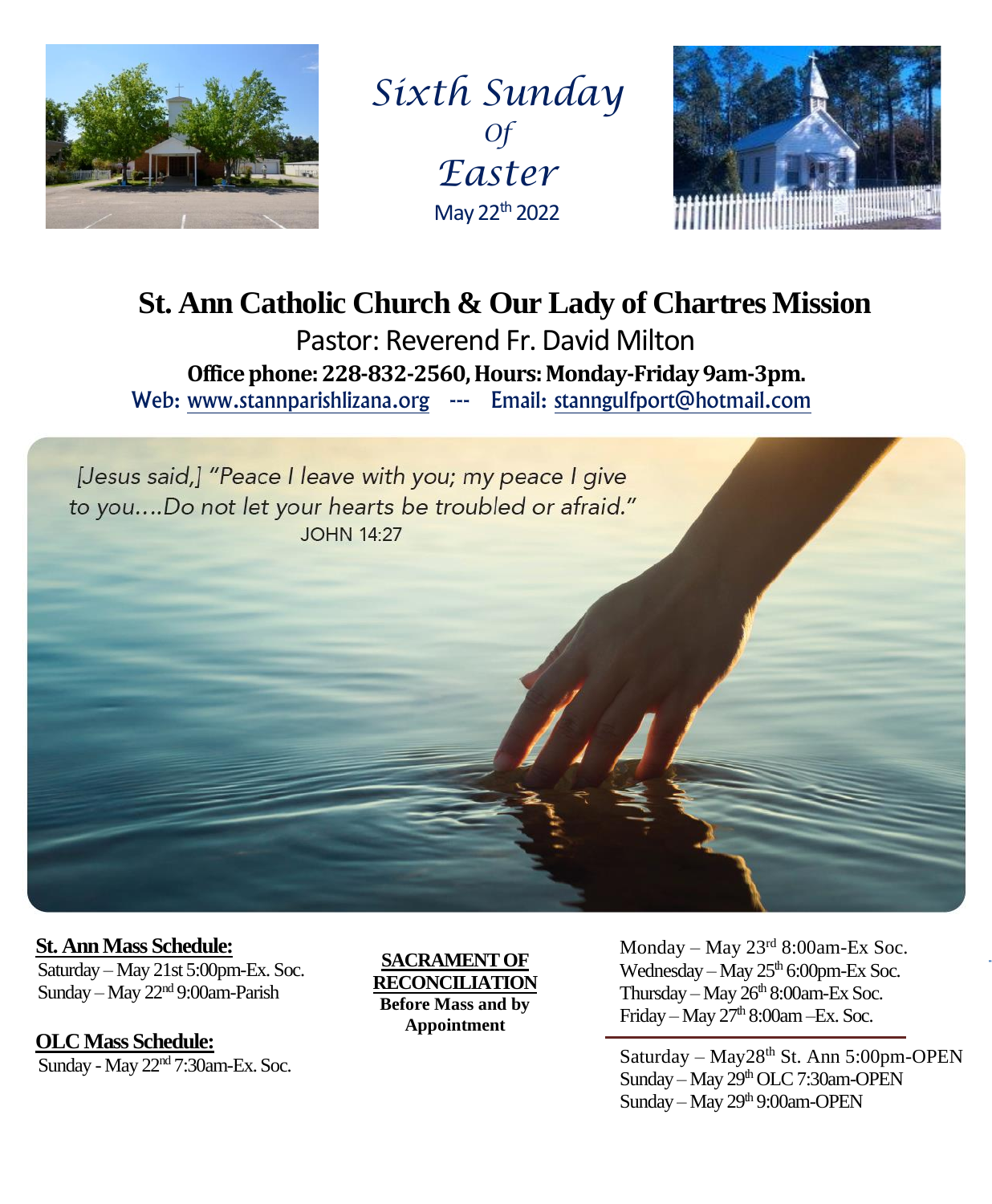# *Sixth Sunday Of Easter*

May 22th 2022

## St. Ann Catholic Church & Our Lady of Chartres Mission

Pastor: Reverend Fr. David Milton

**Office phone: 228-832-2560, Hours: Monday-Friday 9am-3pm.**

Web: www.stannparishlizana.org --- Email: stanngulfport@hotmail.com

*[Jesus said,] "Peace I leave with you; my peace I give to you....Do not let your hearts be troubled or afraid."*

JOHN 14:27

**St. Ann Mass Schedule:**

Saturday – May 21st 5:00pm-Ex. Soc.
Sunday – May 22nd 9:00am-Parish

**OLC Mass Schedule:**

Sunday - May 22nd 7:30am-Ex. Soc.

**SACRAMENT OF RECONCILIATION**

**Before Mass and by Appointment**

Monday – May 23rd 8:00am-Ex Soc.
Wednesday – May 25th 6:00pm-Ex Soc.
Thursday – May 26th 8:00am-Ex Soc.
Friday – May 27th 8:00am –Ex. Soc.

Saturday – May28th St. Ann 5:00pm-OPEN
Sunday – May 29th OLC 7:30am-OPEN
Sunday – May 29th 9:00am-OPEN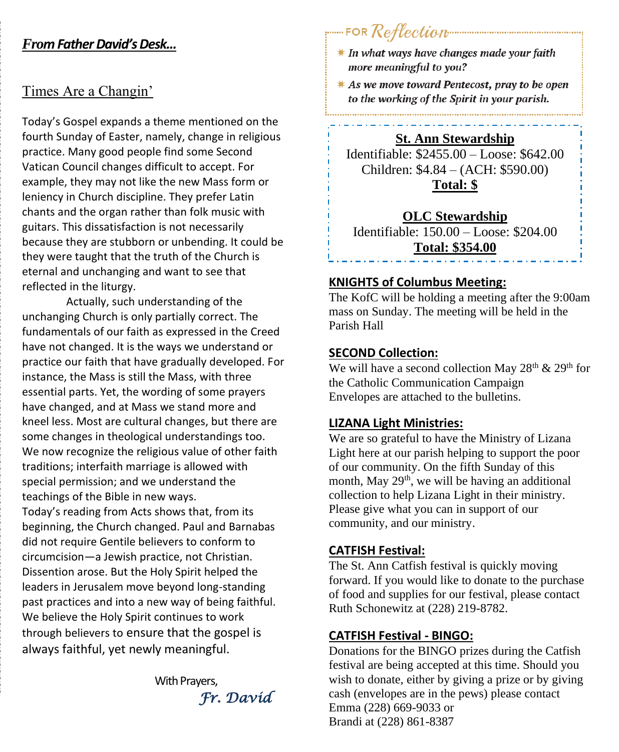## *From Father David's Desk…*

### Times Are a Changin'

Today's Gospel expands a theme mentioned on the fourth Sunday of Easter, namely, change in religious practice. Many good people find some Second Vatican Council changes difficult to accept. For example, they may not like the new Mass form or leniency in Church discipline. They prefer Latin chants and the organ rather than folk music with guitars. This dissatisfaction is not necessarily because they are stubborn or unbending. It could be they were taught that the truth of the Church is eternal and unchanging and want to see that reflected in the liturgy.

Actually, such understanding of the unchanging Church is only partially correct. The fundamentals of our faith as expressed in the Creed have not changed. It is the ways we understand or practice our faith that have gradually developed. For instance, the Mass is still the Mass, with three essential parts. Yet, the wording of some prayers have changed, and at Mass we stand more and kneel less. Most are cultural changes, but there are some changes in theological understandings too. We now recognize the religious value of other faith traditions; interfaith marriage is allowed with special permission; and we understand the teachings of the Bible in new ways.

Today's reading from Acts shows that, from its beginning, the Church changed. Paul and Barnabas did not require Gentile believers to conform to circumcision—a Jewish practice, not Christian. Dissention arose. But the Holy Spirit helped the leaders in Jerusalem move beyond long-standing past practices and into a new way of being faithful. We believe the Holy Spirit continues to work through believers to ensure that the gospel is always faithful, yet newly meaningful.

With Prayers,

*Fr. David*

## FOR *Reflection*

- *In what ways have changes made your faith more meaningful to you?*
- *As we move toward Pentecost, pray to be open to the working of the Spirit in your parish.*

**St. Ann Stewardship**

Identifiable: $2455.00 – Loose: $642.00
Children: $4.84 – (ACH: $590.00)
**Total: $**

**OLC Stewardship**

Identifiable: 150.00 – Loose: $204.00
**Total: $354.00**

**KNIGHTS of Columbus Meeting:**

The KofC will be holding a meeting after the 9:00am mass on Sunday. The meeting will be held in the Parish Hall

**SECOND Collection:**

We will have a second collection May 28th & 29th for the Catholic Communication Campaign Envelopes are attached to the bulletins.

**LIZANA Light Ministries:**

We are so grateful to have the Ministry of Lizana Light here at our parish helping to support the poor of our community. On the fifth Sunday of this month, May 29th, we will be having an additional collection to help Lizana Light in their ministry. Please give what you can in support of our community, and our ministry.

**CATFISH Festival:**

The St. Ann Catfish festival is quickly moving forward. If you would like to donate to the purchase of food and supplies for our festival, please contact Ruth Schonewitz at (228) 219-8782.

**CATFISH Festival - BINGO:**

Donations for the BINGO prizes during the Catfish festival are being accepted at this time. Should you wish to donate, either by giving a prize or by giving cash (envelopes are in the pews) please contact Emma (228) 669-9033 or Brandi at (228) 861-8387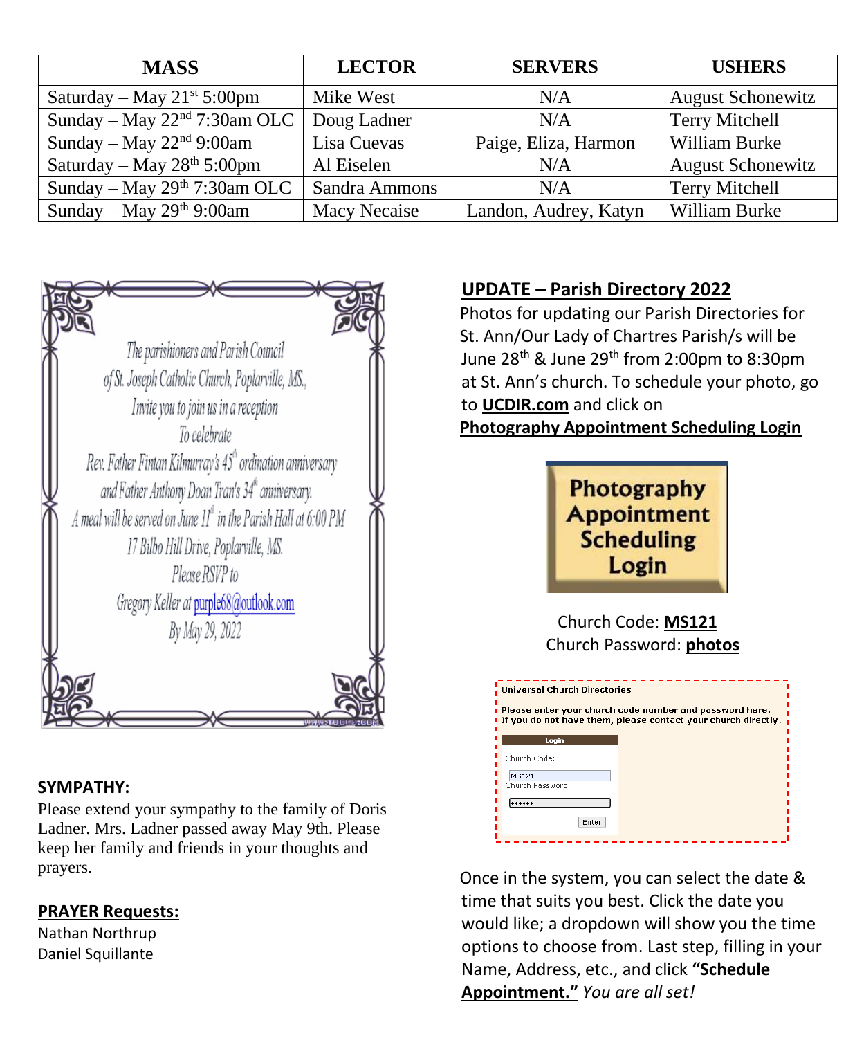| MASS | LECTOR | SERVERS | USHERS |
|---|---|---|---|
| Saturday – May 21st 5:00pm | Mike West | N/A | August Schonewitz |
| Sunday – May 22nd 7:30am OLC | Doug Ladner | N/A | Terry Mitchell |
| Sunday – May 22nd 9:00am | Lisa Cuevas | Paige, Eliza, Harmon | William Burke |
| Saturday – May 28th 5:00pm | Al Eiselen | N/A | August Schonewitz |
| Sunday – May 29th 7:30am OLC | Sandra Ammons | N/A | Terry Mitchell |
| Sunday – May 29th 9:00am | Macy Necaise | Landon, Audrey, Katyn | William Burke |

*The parishioners and Parish Council*
*of St. Joseph Catholic Church, Poplarville, MS.,*
*Invite you to join us in a reception*
*To celebrate*
*Rev. Father Fintan Kilmurray's 45th ordination anniversary*
*and Father Anthony Doan Tran's 34th anniversary.*
*A meal will be served on June 11th in the Parish Hall at 6:00 PM*
*17 Bilbo Hill Drive, Poplarville, MS.*
*Please RSVP to*
*Gregory Keller at purple68@outlook.com*
*By May 29, 2022*

**SYMPATHY:**

Please extend your sympathy to the family of Doris Ladner. Mrs. Ladner passed away May 9th. Please keep her family and friends in your thoughts and prayers.

**PRAYER Requests:**

Nathan Northrup
Daniel Squillante

**UPDATE – Parish Directory 2022**

Photos for updating our Parish Directories for St. Ann/Our Lady of Chartres Parish/s will be June 28th & June 29th from 2:00pm to 8:30pm at St. Ann's church. To schedule your photo, go to **UCDIR.com** and click on **Photography Appointment Scheduling Login**

**Photography Appointment Scheduling Login**

Church Code: **MS121**
Church Password: **photos**

Universal Church Directories

Please enter your church code number and password here.
If you do not have them, please contact your church directly.

Login
Church Code: MS121
Church Password: ••••••
Enter

Once in the system, you can select the date & time that suits you best. Click the date you would like; a dropdown will show you the time options to choose from. Last step, filling in your Name, Address, etc., and click **"Schedule Appointment."** *You are all set!*